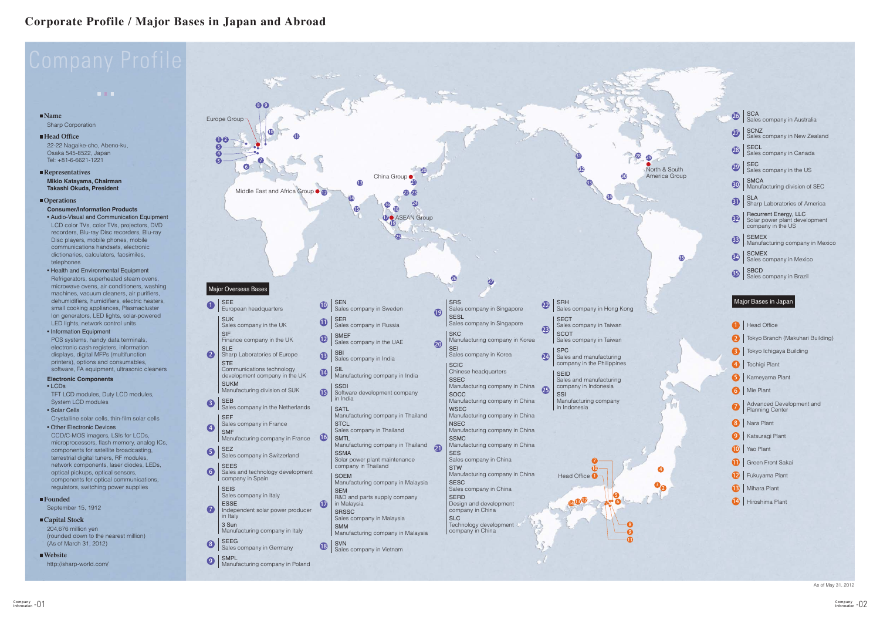# Corporate Profile / Major Bases in Japan and Abroad

## Company Profile

**Name**
Sharp Corporation

**Head Office**
22-22 Nagaike-cho, Abeno-ku,
Osaka 545-8522, Japan
Tel: +81-6-6621-1221

**Representatives**
**Mikio Katayama, Chairman**
**Takashi Okuda, President**

**Operations**

**Consumer/Information Products**

- Audio-Visual and Communication Equipment
  LCD color TVs, color TVs, projectors, DVD recorders, Blu-ray Disc recorders, Blu-ray Disc players, mobile phones, mobile communications handsets, electronic dictionaries, calculators, facsimiles, telephones
- Health and Environmental Equipment
  Refrigerators, superheated steam ovens, microwave ovens, air conditioners, washing machines, vacuum cleaners, air purifiers, dehumidifiers, humidifiers, electric heaters, small cooking appliances, Plasmacluster Ion generators, LED lights, solar-powered LED lights, network control units
- Information Equipment
  POS systems, handy data terminals, electronic cash registers, information displays, digital MFPs (multifunction printers), options and consumables, software, FA equipment, ultrasonic cleaners

**Electronic Components**

- LCDs
  TFT LCD modules, Duty LCD modules, System LCD modules
- Solar Cells
  Crystalline solar cells, thin-film solar cells
- Other Electronic Devices
  CCD/C-MOS imagers, LSIs for LCDs, microprocessors, flash memory, analog ICs, components for satellite broadcasting, terrestrial digital tuners, RF modules, network components, laser diodes, LEDs, optical pickups, optical sensors, components for optical communications, regulators, switching power supplies

**Founded**
September 15, 1912

**Capital Stock**
204,676 million yen
(rounded down to the nearest million)
(As of March 31, 2012)

**Website**
http://sharp-world.com/

## Major Overseas Bases

Europe Group / Middle East and Africa Group / China Group / ASEAN Group / North & South America Group

1. SEE — European headquarters; SUK — Sales company in the UK; SIF — Finance company in the UK
2. SLE — Sharp Laboratories of Europe; STE — Communications technology development company in the UK; SUKM — Manufacturing division of SUK
3. SEB — Sales company in the Netherlands
4. SEF — Sales company in France; SMF — Manufacturing company in France
5. SEZ — Sales company in Switzerland
6. SEES — Sales and technology development company in Spain
7. SEIS — Sales company in Italy; ESSE — Independent solar power producer in Italy; 3 Sun — Manufacturing company in Italy
8. SEEG — Sales company in Germany
9. SMPL — Manufacturing company in Poland
10. SEN — Sales company in Sweden
11. SER — Sales company in Russia
12. SMEF — Sales company in the UAE
13. SBI — Sales company in India
14. SIL — Manufacturing company in India
15. SSDI — Software development company in India
16. SATL — Manufacturing company in Thailand; STCL — Sales company in Thailand; SMTL — Manufacturing company in Thailand; SSMA — Solar power plant maintenance company in Thailand
17. SOEM — Manufacturing company in Malaysia; SEM — R&D and parts supply company in Malaysia; SRSSC — Sales company in Malaysia; SMM — Manufacturing company in Malaysia
18. SVN — Sales company in Vietnam
19. SRS — Sales company in Singapore; SESL — Sales company in Singapore
20. SKC — Manufacturing company in Korea; SEI — Sales company in Korea
21. SCIC — Chinese headquarters; SSEC — Manufacturing company in China; SOCC — Manufacturing company in China; WSEC — Manufacturing company in China; NSEC — Manufacturing company in China; SSMC — Manufacturing company in China; SES — Sales company in China; STW — Manufacturing company in China; SESC — Sales company in China; SERD — Design and development company in China; SLC — Technology development company in China
22. SRH — Sales company in Hong Kong
23. SECT — Sales company in Taiwan; SCOT — Sales company in Taiwan
24. SPC — Sales and manufacturing company in the Philippines
25. SEID — Sales and manufacturing company in Indonesia; SSI — Manufacturing company in Indonesia
26. SCA — Sales company in Australia
27. SCNZ — Sales company in New Zealand
28. SECL — Sales company in Canada
29. SEC — Sales company in the US
30. SMCA — Manufacturing division of SEC
31. SLA — Sharp Laboratories of America
32. Recurrent Energy, LLC — Solar power plant development company in the US
33. SEMEX — Manufacturing company in Mexico
34. SCMEX — Sales company in Mexico
35. SBCD — Sales company in Brazil

## Major Bases in Japan

1. Head Office
2. Tokyo Branch (Makuhari Building)
3. Tokyo Ichigaya Building
4. Tochigi Plant
5. Kameyama Plant
6. Mie Plant
7. Advanced Development and Planning Center
8. Nara Plant
9. Katsuragi Plant
10. Yao Plant
11. Green Front Sakai
12. Fukuyama Plant
13. Mihara Plant
14. Hiroshima Plant

As of May 31, 2012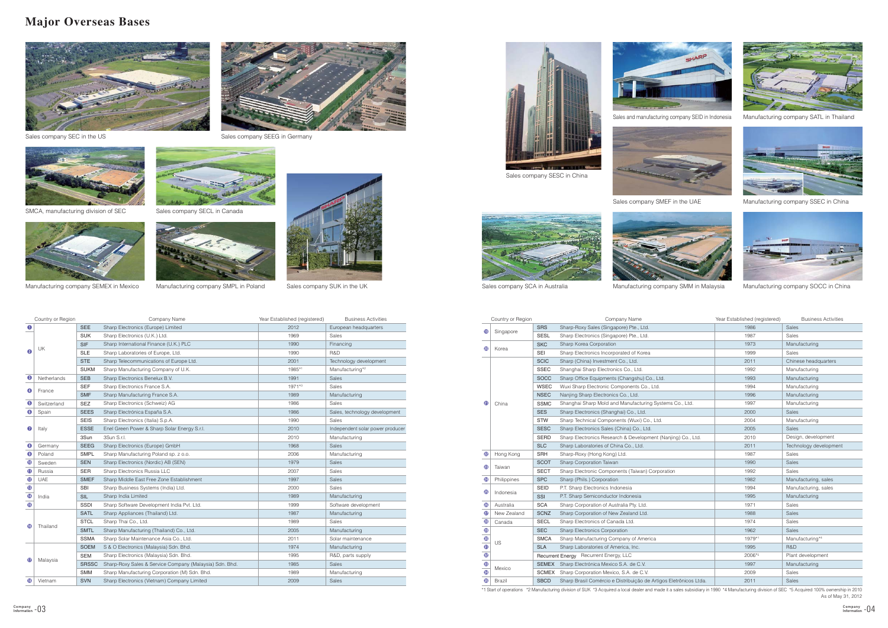# Major Overseas Bases

Sales company SEC in the US

Sales company SEEG in Germany

SMCA, manufacturing division of SEC

Sales company SECL in Canada

Manufacturing company SEMEX in Mexico

Manufacturing company SMPL in Poland

Sales company SUK in the UK

Sales company SESC in China

Sales and manufacturing company SEID in Indonesia

Manufacturing company SATL in Thailand

Sales company SMEF in the UAE

Manufacturing company SSEC in China

Sales company SCA in Australia

Manufacturing company SMM in Malaysia

Manufacturing company SOCC in China

| | Country or Region | | Company Name | Year Established (registered) | Business Activities |
|---|---|---|---|---|---|
| 1 | UK | SEE | Sharp Electronics (Europe) Limited | 2012 | European headquarters |
| 2 | | SUK | Sharp Electronics (U.K.) Ltd. | 1969 | Sales |
| | | SIF | Sharp International Finance (U.K.) PLC | 1990 | Financing |
| | | SLE | Sharp Laboratories of Europe, Ltd. | 1990 | R&D |
| | | STE | Sharp Telecommunications of Europe Ltd. | 2001 | Technology development |
| | | SUKM | Sharp Manufacturing Company of U.K. | 1985*1 | Manufacturing*2 |
| 3 | Netherlands | SEB | Sharp Electronics Benelux B.V. | 1991 | Sales |
| 4 | France | SEF | Sharp Electronics France S.A. | 1971*3 | Sales |
| | | SMF | Sharp Manufacturing France S.A. | 1989 | Manufacturing |
| 5 | Switzerland | SEZ | Sharp Electronics (Schweiz) AG | 1986 | Sales |
| 6 | Spain | SEES | Sharp Electrónica España S.A. | 1986 | Sales, technology development |
| 7 | Italy | SEIS | Sharp Electronics (Italia) S.p.A. | 1990 | Sales |
| | | ESSE | Enel Green Power & Sharp Solar Energy S.r.l. | 2010 | Independent solar power producer |
| | | 3Sun | 3Sun S.r.l. | 2010 | Manufacturing |
| 8 | Germany | SEEG | Sharp Electronics (Europe) GmbH | 1968 | Sales |
| 9 | Poland | SMPL | Sharp Manufacturing Poland sp. z o.o. | 2006 | Manufacturing |
| 10 | Sweden | SEN | Sharp Electronics (Nordic) AB (SEN) | 1979 | Sales |
| 11 | Russia | SER | Sharp Electronics Russia LLC | 2007 | Sales |
| 12 | UAE | SMEF | Sharp Middle East Free Zone Establishment | 1997 | Sales |
| 13 | India | SBI | Sharp Business Systems (India) Ltd. | 2000 | Sales |
| 14 | | SIL | Sharp India Limited | 1989 | Manufacturing |
| 15 | | SSDI | Sharp Software Development India Pvt. Ltd. | 1999 | Software development |
| 16 | Thailand | SATL | Sharp Appliances (Thailand) Ltd. | 1987 | Manufacturing |
| | | STCL | Sharp Thai Co., Ltd. | 1989 | Sales |
| | | SMTL | Sharp Manufacturing (Thailand) Co., Ltd. | 2005 | Manufacturing |
| | | SSMA | Sharp Solar Maintenance Asia Co., Ltd. | 2011 | Solar maintenance |
| 17 | Malaysia | SOEM | S & O Electronics (Malaysia) Sdn. Bhd. | 1974 | Manufacturing |
| | | SEM | Sharp Electronics (Malaysia) Sdn. Bhd. | 1995 | R&D, parts supply |
| | | SRSSC | Sharp-Roxy Sales & Service Company (Malaysia) Sdn. Bhd. | 1965 | Sales |
| | | SMM | Sharp Manufacturing Corporation (M) Sdn. Bhd. | 1989 | Manufacturing |
| 18 | Vietnam | SVN | Sharp Electronics (Vietnam) Company Limited | 2009 | Sales |
| 19 | Singapore | SRS | Sharp-Roxy Sales (Singapore) Pte., Ltd. | 1986 | Sales |
| | | SESL | Sharp Electronics (Singapore) Pte., Ltd. | 1987 | Sales |
| 20 | Korea | SKC | Sharp Korea Corporation | 1973 | Manufacturing |
| | | SEI | Sharp Electronics Incorporated of Korea | 1999 | Sales |
| 21 | China | SCIC | Sharp (China) Investment Co., Ltd. | 2011 | Chinese headquarters |
| | | SSEC | Shanghai Sharp Electronics Co., Ltd. | 1992 | Manufacturing |
| | | SOCC | Sharp Office Equipments (Changshu) Co., Ltd. | 1993 | Manufacturing |
| | | WSEC | Wuxi Sharp Electronic Components Co., Ltd. | 1994 | Manufacturing |
| | | NSEC | Nanjing Sharp Electronics Co., Ltd. | 1996 | Manufacturing |
| | | SSMC | Shanghai Sharp Mold and Manufacturing Systems Co., Ltd. | 1997 | Manufacturing |
| | | SES | Sharp Electronics (Shanghai) Co., Ltd. | 2000 | Sales |
| | | STW | Sharp Technical Components (Wuxi) Co., Ltd. | 2004 | Manufacturing |
| | | SESC | Sharp Electronics Sales (China) Co., Ltd. | 2005 | Sales |
| | | SERD | Sharp Electronics Research & Development (Nanjing) Co., Ltd. | 2010 | Design, development |
| | | SLC | Sharp Laboratories of China Co., Ltd. | 2011 | Technology development |
| 22 | Hong Kong | SRH | Sharp-Roxy (Hong Kong) Ltd. | 1987 | Sales |
| 23 | Taiwan | SCOT | Sharp Corporation Taiwan | 1990 | Sales |
| | | SECT | Sharp Electronic Components (Taiwan) Corporation | 1992 | Sales |
| 24 | Philippines | SPC | Sharp (Phils.) Corporation | 1982 | Manufacturing, sales |
| 25 | Indonesia | SEID | P.T. Sharp Electronics Indonesia | 1994 | Manufacturing, sales |
| | | SSI | P.T. Sharp Semiconductor Indonesia | 1995 | Manufacturing |
| 26 | Australia | SCA | Sharp Corporation of Australia Pty. Ltd. | 1971 | Sales |
| 27 | New Zealand | SCNZ | Sharp Corporation of New Zealand Ltd. | 1988 | Sales |
| 28 | Canada | SECL | Sharp Electronics of Canada Ltd. | 1974 | Sales |
| 29 | US | SEC | Sharp Electronics Corporation | 1962 | Sales |
| 30 | | SMCA | Sharp Manufacturing Company of America | 1979*1 | Manufacturing*4 |
| 31 | | SLA | Sharp Laboratories of America, Inc. | 1995 | R&D |
| 32 | | Recurrent Energy | Recurrent Energy, LLC | 2006*5 | Plant development |
| 33 | Mexico | SEMEX | Sharp Electrónica Mexico S.A. de C.V. | 1997 | Manufacturing |
| 34 | | SCMEX | Sharp Corporation Mexico, S.A. de C.V. | 2009 | Sales |
| 35 | Brazil | SBCD | Sharp Brasil Comércio e Distribuição de Artigos Eletrônicos Ltda. | 2011 | Sales |

*1 Start of operations *2 Manufacturing division of SUK *3 Acquired a local dealer and made it a sales subsidiary in 1990 *4 Manufacturing division of SEC *5 Acquired 100% ownership in 2010

As of May 31, 2012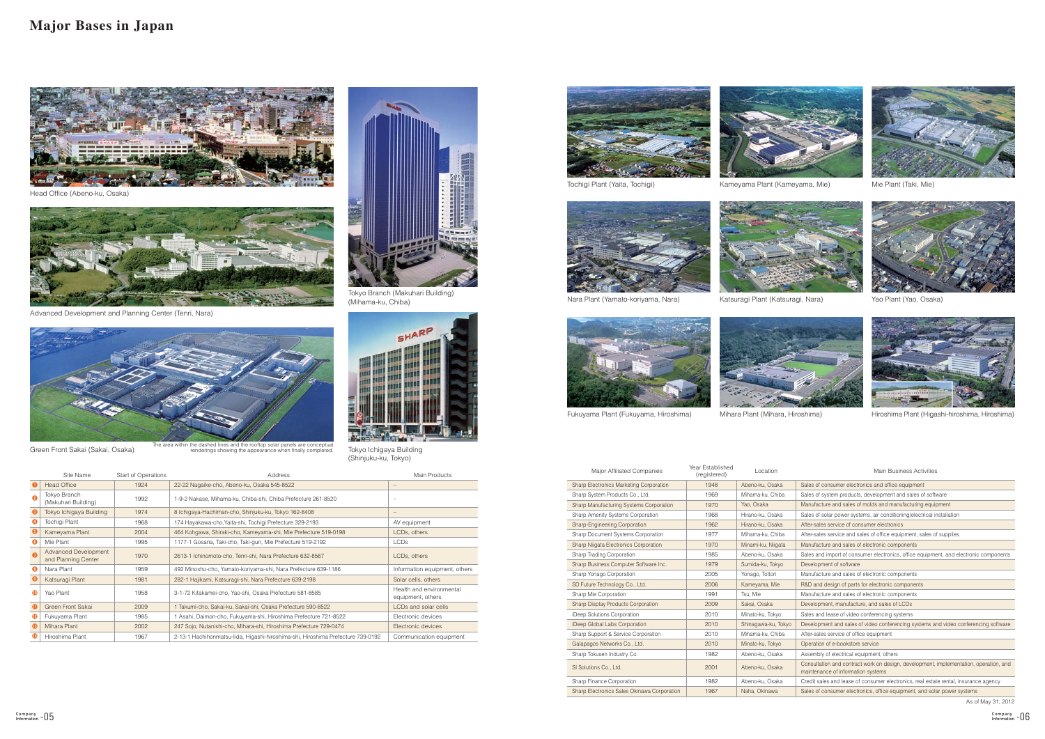# Major Bases in Japan

Head Office (Abeno-ku, Osaka)

Advanced Development and Planning Center (Tenri, Nara)

Green Front Sakai (Sakai, Osaka)

The area within the dashed lines and the rooftop solar panels are conceptual renderings showing the appearance when finally completed.

Tokyo Branch (Makuhari Building) (Mihama-ku, Chiba)

Tokyo Ichigaya Building (Shinjuku-ku, Tokyo)

Tochigi Plant (Yaita, Tochigi)

Kameyama Plant (Kameyama, Mie)

Mie Plant (Taki, Mie)

Nara Plant (Yamato-koriyama, Nara)

Katsuragi Plant (Katsuragi, Nara)

Yao Plant (Yao, Osaka)

Fukuyama Plant (Fukuyama, Hiroshima)

Mihara Plant (Mihara, Hiroshima)

Hiroshima Plant (Higashi-hiroshima, Hiroshima)

| | Site Name | Start of Operations | Address | Main Products |
|---|---|---|---|---|
| 1 | Head Office | 1924 | 22-22 Nagaike-cho, Abeno-ku, Osaka 545-8522 | – |
| 2 | Tokyo Branch (Makuhari Building) | 1992 | 1-9-2 Nakase, Mihama-ku, Chiba-shi, Chiba Prefecture 261-8520 | – |
| 3 | Tokyo Ichigaya Building | 1974 | 8 Ichigaya-Hachiman-cho, Shinjuku-ku, Tokyo 162-8408 | – |
| 4 | Tochigi Plant | 1968 | 174 Hayakawa-cho,Yaita-shi, Tochigi Prefecture 329-2193 | AV equipment |
| 5 | Kameyama Plant | 2004 | 464 Kohgawa, Shiraki-cho, Kameyama-shi, Mie Prefecture 519-0198 | LCDs, others |
| 6 | Mie Plant | 1995 | 1177-1 Gosana, Taki-cho, Taki-gun, Mie Prefecture 519-2192 | LCDs |
| 7 | Advanced Development and Planning Center | 1970 | 2613-1 Ichinomoto-cho, Tenri-shi, Nara Prefecture 632-8567 | LCDs, others |
| 8 | Nara Plant | 1959 | 492 Minosho-cho, Yamato-koriyama-shi, Nara Prefecture 639-1186 | Information equipment, others |
| 9 | Katsuragi Plant | 1981 | 282-1 Hajikami, Katsuragi-shi, Nara Prefecture 639-2198 | Solar cells, others |
| 10 | Yao Plant | 1958 | 3-1-72 Kitakamei-cho, Yao-shi, Osaka Prefecture 581-8585 | Health and environmental equipment, others |
| 11 | Green Front Sakai | 2009 | 1 Takumi-cho, Sakai-ku, Sakai-shi, Osaka Prefecture 590-8522 | LCDs and solar cells |
| 12 | Fukuyama Plant | 1985 | 1 Asahi, Daimon-cho, Fukuyama-shi, Hiroshima Prefecture 721-8522 | Electronic devices |
| 13 | Mihara Plant | 2002 | 247 Sojo, Nutanishi-cho, Mihara-shi, Hiroshima Prefecture 729-0474 | Electronic devices |
| 14 | Hiroshima Plant | 1967 | 2-13-1 Hachihonmatsu-Iida, Higashi-hiroshima-shi, Hiroshima Prefecture 739-0192 | Communication equipment |

| Major Affiliated Companies | Year Established (registered) | Location | Main Business Activities |
|---|---|---|---|
| Sharp Electronics Marketing Corporation | 1948 | Abeno-ku, Osaka | Sales of consumer electronics and office equipment |
| Sharp System Products Co., Ltd. | 1969 | Mihama-ku, Chiba | Sales of system products, development and sales of software |
| Sharp Manufacturing Systems Corporation | 1970 | Yao, Osaka | Manufacture and sales of molds and manufacturing equipment |
| Sharp Amenity Systems Corporation | 1968 | Hirano-ku, Osaka | Sales of solar power systems, air conditioning/electrical installation |
| Sharp-Engineering Corporation | 1962 | Hirano-ku, Osaka | After-sales service of consumer electronics |
| Sharp Document Systems Corporation | 1977 | Mihama-ku, Chiba | After-sales service and sales of office equipment, sales of supplies |
| Sharp Niigata Electronics Corporation | 1970 | Minami-ku, Niigata | Manufacture and sales of electronic components |
| Sharp Trading Corporation | 1985 | Abeno-ku, Osaka | Sales and import of consumer electronics, office equipment, and electronic components |
| Sharp Business Computer Software Inc. | 1979 | Sumida-ku, Tokyo | Development of software |
| Sharp Yonago Corporation | 2005 | Yonago, Tottori | Manufacture and sales of electronic components |
| SD Future Technology Co., Ltd. | 2006 | Kameyama, Mie | R&D and design of parts for electronic components |
| Sharp Mie Corporation | 1991 | Tsu, Mie | Manufacture and sales of electronic components |
| Sharp Display Products Corporation | 2009 | Sakai, Osaka | Development, manufacture, and sales of LCDs |
| iDeep Solutions Corporation | 2010 | Minato-ku, Tokyo | Sales and lease of video conferencing systems |
| iDeep Global Labs Corporation | 2010 | Shinagawa-ku, Tokyo | Development and sales of video conferencing systems and video conferencing software |
| Sharp Support & Service Corporation | 2010 | Mihama-ku, Chiba | After-sales service of office equipment |
| Galapagos Networks Co., Ltd. | 2010 | Minato-ku, Tokyo | Operation of e-bookstore service |
| Sharp Tokusen Industry Co. | 1982 | Abeno-ku, Osaka | Assembly of electrical equipment, others |
| SI Solutions Co., Ltd. | 2001 | Abeno-ku, Osaka | Consultation and contract work on design, development, implementation, operation, and maintenance of information systems |
| Sharp Finance Corporation | 1982 | Abeno-ku, Osaka | Credit sales and lease of consumer electronics, real estate rental, insurance agency |
| Sharp Electronics Sales Okinawa Corporation | 1967 | Naha, Okinawa | Sales of consumer electronics, office equipment, and solar power systems |

As of May 31, 2012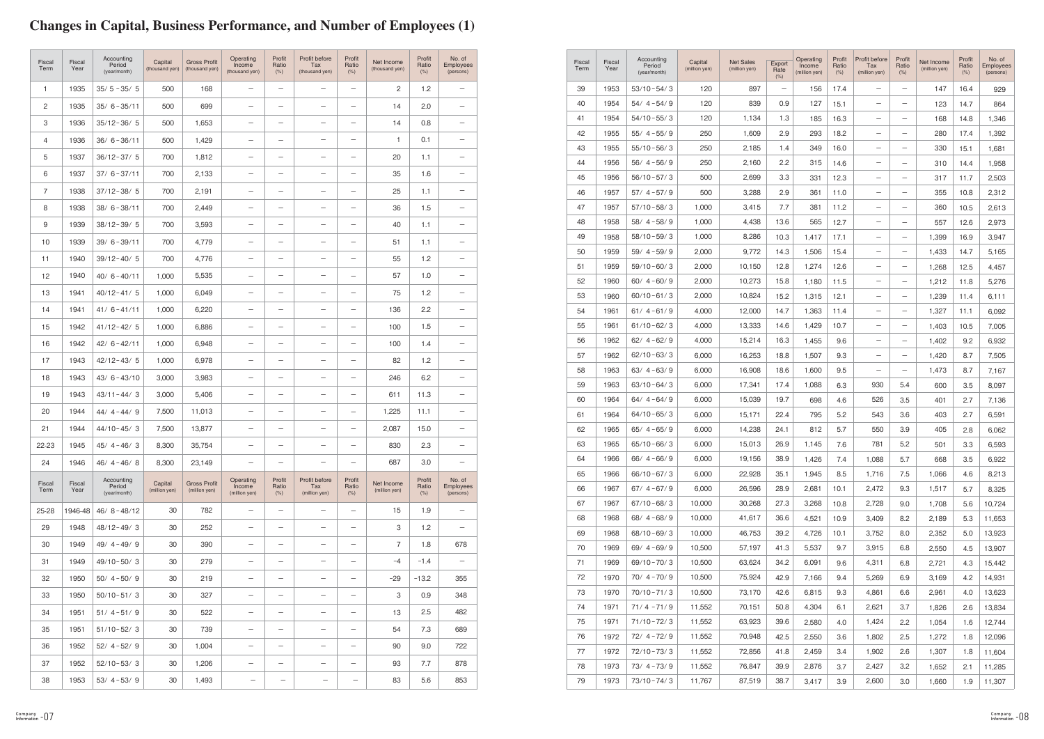# Changes in Capital, Business Performance, and Number of Employees (1)

| Fiscal Term | Fiscal Year | Accounting Period (year/month) | Capital (thousand yen) | Gross Profit (thousand yen) | Operating Income (thousand yen) | Profit Ratio (%) | Profit before Tax (thousand yen) | Profit Ratio (%) | Net Income (thousand yen) | Profit Ratio (%) | No. of Employees (persons) |
|---|---|---|---|---|---|---|---|---|---|---|---|
| 1 | 1935 | 35/ 5 − 35/ 5 | 500 | 168 | − | − | − | − | 2 | 1.2 | − |
| 2 | 1935 | 35/ 6 − 35/11 | 500 | 699 | − | − | − | − | 14 | 2.0 | − |
| 3 | 1936 | 35/12 − 36/ 5 | 500 | 1,653 | − | − | − | − | 14 | 0.8 | − |
| 4 | 1936 | 36/ 6 − 36/11 | 500 | 1,429 | − | − | − | − | 1 | 0.1 | − |
| 5 | 1937 | 36/12 − 37/ 5 | 700 | 1,812 | − | − | − | − | 20 | 1.1 | − |
| 6 | 1937 | 37/ 6 − 37/11 | 700 | 2,133 | − | − | − | − | 35 | 1.6 | − |
| 7 | 1938 | 37/12 − 38/ 5 | 700 | 2,191 | − | − | − | − | 25 | 1.1 | − |
| 8 | 1938 | 38/ 6 − 38/11 | 700 | 2,449 | − | − | − | − | 36 | 1.5 | − |
| 9 | 1939 | 38/12 − 39/ 5 | 700 | 3,593 | − | − | − | − | 40 | 1.1 | − |
| 10 | 1939 | 39/ 6 − 39/11 | 700 | 4,779 | − | − | − | − | 51 | 1.1 | − |
| 11 | 1940 | 39/12 − 40/ 5 | 700 | 4,776 | − | − | − | − | 55 | 1.2 | − |
| 12 | 1940 | 40/ 6 − 40/11 | 1,000 | 5,535 | − | − | − | − | 57 | 1.0 | − |
| 13 | 1941 | 40/12 − 41/ 5 | 1,000 | 6,049 | − | − | − | − | 75 | 1.2 | − |
| 14 | 1941 | 41/ 6 − 41/11 | 1,000 | 6,220 | − | − | − | − | 136 | 2.2 | − |
| 15 | 1942 | 41/12 − 42/ 5 | 1,000 | 6,886 | − | − | − | − | 100 | 1.5 | − |
| 16 | 1942 | 42/ 6 − 42/11 | 1,000 | 6,948 | − | − | − | − | 100 | 1.4 | − |
| 17 | 1943 | 42/12 − 43/ 5 | 1,000 | 6,978 | − | − | − | − | 82 | 1.2 | − |
| 18 | 1943 | 43/ 6 − 43/10 | 3,000 | 3,983 | − | − | − | − | 246 | 6.2 | − |
| 19 | 1943 | 43/11 − 44/ 3 | 3,000 | 5,406 | − | − | − | − | 611 | 11.3 | − |
| 20 | 1944 | 44/ 4 − 44/ 9 | 7,500 | 11,013 | − | − | − | − | 1,225 | 11.1 | − |
| 21 | 1944 | 44/10 − 45/ 3 | 7,500 | 13,877 | − | − | − | − | 2,087 | 15.0 | − |
| 22-23 | 1945 | 45/ 4 − 46/ 3 | 8,300 | 35,754 | − | − | − | − | 830 | 2.3 | − |
| 24 | 1946 | 46/ 4 − 46/ 8 | 8,300 | 23,149 | − | − | − | − | 687 | 3.0 | − |

| Fiscal Term | Fiscal Year | Accounting Period (year/month) | Capital (million yen) | Gross Profit (million yen) | Operating Income (million yen) | Profit Ratio (%) | Profit before Tax (million yen) | Profit Ratio (%) | Net Income (million yen) | Profit Ratio (%) | No. of Employees (persons) |
|---|---|---|---|---|---|---|---|---|---|---|---|
| 25-28 | 1946-48 | 46/ 8 − 48/12 | 30 | 782 | − | − | − | − | 15 | 1.9 | − |
| 29 | 1948 | 48/12 − 49/ 3 | 30 | 252 | − | − | − | − | 3 | 1.2 | − |
| 30 | 1949 | 49/ 4 − 49/ 9 | 30 | 390 | − | − | − | − | 7 | 1.8 | 678 |
| 31 | 1949 | 49/10 − 50/ 3 | 30 | 279 | − | − | − | − | −4 | −1.4 | − |
| 32 | 1950 | 50/ 4 − 50/ 9 | 30 | 219 | − | − | − | − | −29 | −13.2 | 355 |
| 33 | 1950 | 50/10 − 51/ 3 | 30 | 327 | − | − | − | − | 3 | 0.9 | 348 |
| 34 | 1951 | 51/ 4 − 51/ 9 | 30 | 522 | − | − | − | − | 13 | 2.5 | 482 |
| 35 | 1951 | 51/10 − 52/ 3 | 30 | 739 | − | − | − | − | 54 | 7.3 | 689 |
| 36 | 1952 | 52/ 4 − 52/ 9 | 30 | 1,004 | − | − | − | − | 90 | 9.0 | 722 |
| 37 | 1952 | 52/10 − 53/ 3 | 30 | 1,206 | − | − | − | − | 93 | 7.7 | 878 |
| 38 | 1953 | 53/ 4 − 53/ 9 | 30 | 1,493 | − | − | − | − | 83 | 5.6 | 853 |

| Fiscal Term | Fiscal Year | Accounting Period (year/month) | Capital (million yen) | Net Sales (million yen) | Export Rate (%) | Operating Income (million yen) | Profit Ratio (%) | Profit before Tax (million yen) | Profit Ratio (%) | Net Income (million yen) | Profit Ratio (%) | No. of Employees (persons) |
|---|---|---|---|---|---|---|---|---|---|---|---|---|
| 39 | 1953 | 53/10 − 54/ 3 | 120 | 897 | − | 156 | 17.4 | − | − | 147 | 16.4 | 929 |
| 40 | 1954 | 54/ 4 − 54/ 9 | 120 | 839 | 0.9 | 127 | 15.1 | − | − | 123 | 14.7 | 864 |
| 41 | 1954 | 54/10 − 55/ 3 | 120 | 1,134 | 1.3 | 185 | 16.3 | − | − | 168 | 14.8 | 1,346 |
| 42 | 1955 | 55/ 4 − 55/ 9 | 250 | 1,609 | 2.9 | 293 | 18.2 | − | − | 280 | 17.4 | 1,392 |
| 43 | 1955 | 55/10 − 56/ 3 | 250 | 2,185 | 1.4 | 349 | 16.0 | − | − | 330 | 15.1 | 1,681 |
| 44 | 1956 | 56/ 4 − 56/ 9 | 250 | 2,160 | 2.2 | 315 | 14.6 | − | − | 310 | 14.4 | 1,958 |
| 45 | 1956 | 56/10 − 57/ 3 | 500 | 2,699 | 3.3 | 331 | 12.3 | − | − | 317 | 11.7 | 2,503 |
| 46 | 1957 | 57/ 4 − 57/ 9 | 500 | 3,288 | 2.9 | 361 | 11.0 | − | − | 355 | 10.8 | 2,312 |
| 47 | 1957 | 57/10 − 58/ 3 | 1,000 | 3,415 | 7.7 | 381 | 11.2 | − | − | 360 | 10.5 | 2,613 |
| 48 | 1958 | 58/ 4 − 58/ 9 | 1,000 | 4,438 | 13.6 | 565 | 12.7 | − | − | 557 | 12.6 | 2,973 |
| 49 | 1958 | 58/10 − 59/ 3 | 1,000 | 8,286 | 10.3 | 1,417 | 17.1 | − | − | 1,399 | 16.9 | 3,947 |
| 50 | 1959 | 59/ 4 − 59/ 9 | 2,000 | 9,772 | 14.3 | 1,506 | 15.4 | − | − | 1,433 | 14.7 | 5,165 |
| 51 | 1959 | 59/10 − 60/ 3 | 2,000 | 10,150 | 12.8 | 1,274 | 12.6 | − | − | 1,268 | 12.5 | 4,457 |
| 52 | 1960 | 60/ 4 − 60/ 9 | 2,000 | 10,273 | 15.8 | 1,180 | 11.5 | − | − | 1,212 | 11.8 | 5,276 |
| 53 | 1960 | 60/10 − 61/ 3 | 2,000 | 10,824 | 15.2 | 1,315 | 12.1 | − | − | 1,239 | 11.4 | 6,111 |
| 54 | 1961 | 61/ 4 − 61/ 9 | 4,000 | 12,000 | 14.7 | 1,363 | 11.4 | − | − | 1,327 | 11.1 | 6,092 |
| 55 | 1961 | 61/10 − 62/ 3 | 4,000 | 13,333 | 14.6 | 1,429 | 10.7 | − | − | 1,403 | 10.5 | 7,005 |
| 56 | 1962 | 62/ 4 − 62/ 9 | 4,000 | 15,214 | 16.3 | 1,455 | 9.6 | − | − | 1,402 | 9.2 | 6,932 |
| 57 | 1962 | 62/10 − 63/ 3 | 6,000 | 16,253 | 18.8 | 1,507 | 9.3 | − | − | 1,420 | 8.7 | 7,505 |
| 58 | 1963 | 63/ 4 − 63/ 9 | 6,000 | 16,908 | 18.6 | 1,600 | 9.5 | − | − | 1,473 | 8.7 | 7,167 |
| 59 | 1963 | 63/10 − 64/ 3 | 6,000 | 17,341 | 17.4 | 1,088 | 6.3 | 930 | 5.4 | 600 | 3.5 | 8,097 |
| 60 | 1964 | 64/ 4 − 64/ 9 | 6,000 | 15,039 | 19.7 | 698 | 4.6 | 526 | 3.5 | 401 | 2.7 | 7,136 |
| 61 | 1964 | 64/10 − 65/ 3 | 6,000 | 15,171 | 22.4 | 795 | 5.2 | 543 | 3.6 | 403 | 2.7 | 6,591 |
| 62 | 1965 | 65/ 4 − 65/ 9 | 6,000 | 14,238 | 24.1 | 812 | 5.7 | 550 | 3.9 | 405 | 2.8 | 6,062 |
| 63 | 1965 | 65/10 − 66/ 3 | 6,000 | 15,013 | 26.9 | 1,145 | 7.6 | 781 | 5.2 | 501 | 3.3 | 6,593 |
| 64 | 1966 | 66/ 4 − 66/ 9 | 6,000 | 19,156 | 38.9 | 1,426 | 7.4 | 1,088 | 5.7 | 668 | 3.5 | 6,922 |
| 65 | 1966 | 66/10 − 67/ 3 | 6,000 | 22,928 | 35.1 | 1,945 | 8.5 | 1,716 | 7.5 | 1,066 | 4.6 | 8,213 |
| 66 | 1967 | 67/ 4 − 67/ 9 | 6,000 | 26,596 | 28.9 | 2,681 | 10.1 | 2,472 | 9.3 | 1,517 | 5.7 | 8,325 |
| 67 | 1967 | 67/10 − 68/ 3 | 10,000 | 30,268 | 27.3 | 3,268 | 10.8 | 2,728 | 9.0 | 1,708 | 5.6 | 10,724 |
| 68 | 1968 | 68/ 4 − 68/ 9 | 10,000 | 41,617 | 36.6 | 4,521 | 10.9 | 3,409 | 8.2 | 2,189 | 5.3 | 11,653 |
| 69 | 1968 | 68/10 − 69/ 3 | 10,000 | 46,753 | 39.2 | 4,726 | 10.1 | 3,752 | 8.0 | 2,352 | 5.0 | 13,923 |
| 70 | 1969 | 69/ 4 − 69/ 9 | 10,500 | 57,197 | 41.3 | 5,537 | 9.7 | 3,915 | 6.8 | 2,550 | 4.5 | 13,907 |
| 71 | 1969 | 69/10 − 70/ 3 | 10,500 | 63,624 | 34.2 | 6,091 | 9.6 | 4,311 | 6.8 | 2,721 | 4.3 | 15,442 |
| 72 | 1970 | 70/ 4 − 70/ 9 | 10,500 | 75,924 | 42.9 | 7,166 | 9.4 | 5,269 | 6.9 | 3,169 | 4.2 | 14,931 |
| 73 | 1970 | 70/10 − 71/ 3 | 10,500 | 73,170 | 42.6 | 6,815 | 9.3 | 4,861 | 6.6 | 2,961 | 4.0 | 13,623 |
| 74 | 1971 | 71/ 4 − 71/ 9 | 11,552 | 70,151 | 50.8 | 4,304 | 6.1 | 2,621 | 3.7 | 1,826 | 2.6 | 13,834 |
| 75 | 1971 | 71/10 − 72/ 3 | 11,552 | 63,923 | 39.6 | 2,580 | 4.0 | 1,424 | 2.2 | 1,054 | 1.6 | 12,744 |
| 76 | 1972 | 72/ 4 − 72/ 9 | 11,552 | 70,948 | 42.5 | 2,550 | 3.6 | 1,802 | 2.5 | 1,272 | 1.8 | 12,096 |
| 77 | 1972 | 72/10 − 73/ 3 | 11,552 | 72,856 | 41.8 | 2,459 | 3.4 | 1,902 | 2.6 | 1,307 | 1.8 | 11,604 |
| 78 | 1973 | 73/ 4 − 73/ 9 | 11,552 | 76,847 | 39.9 | 2,876 | 3.7 | 2,427 | 3.2 | 1,652 | 2.1 | 11,285 |
| 79 | 1973 | 73/10 − 74/ 3 | 11,767 | 87,519 | 38.7 | 3,417 | 3.9 | 2,600 | 3.0 | 1,660 | 1.9 | 11,307 |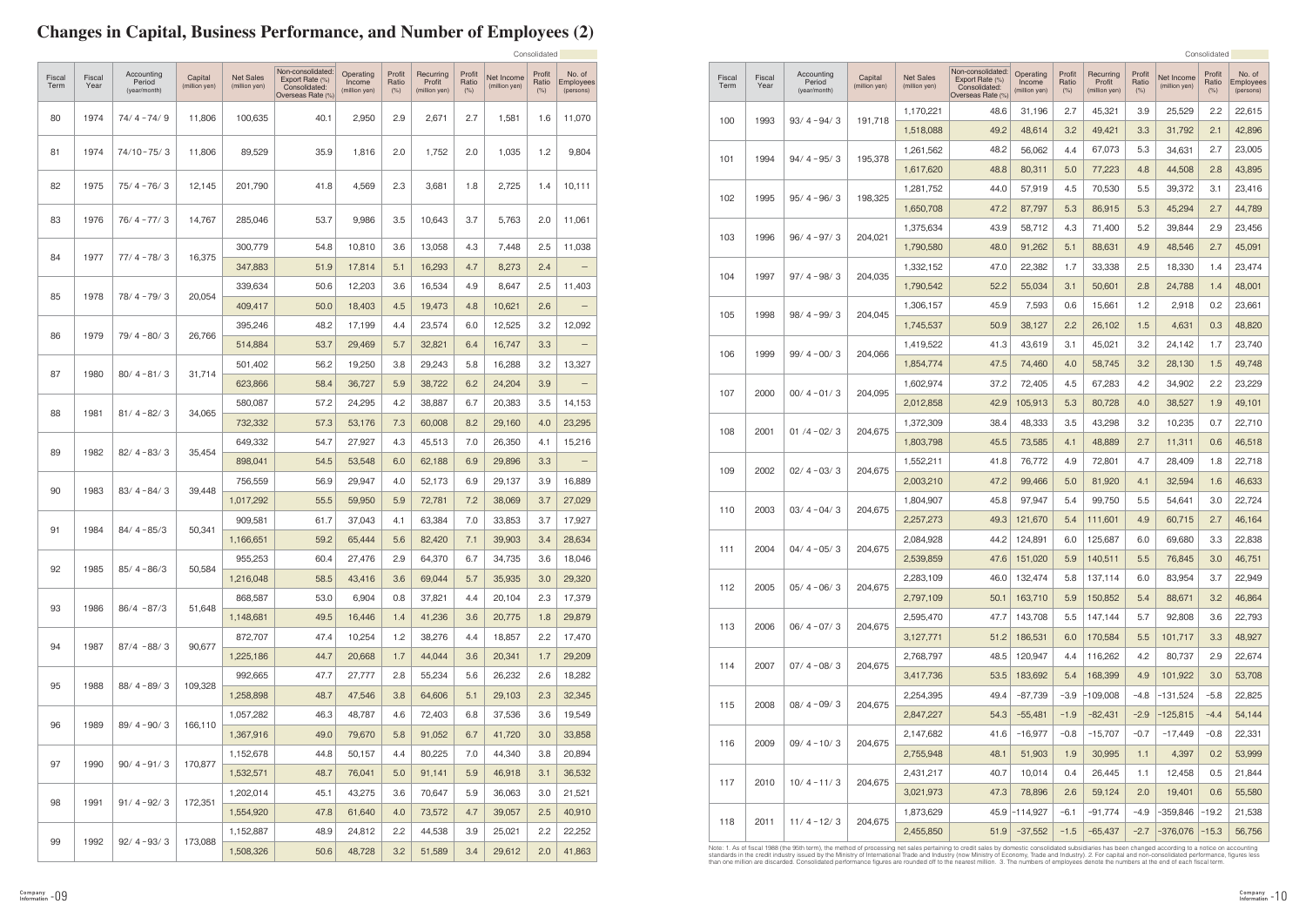# Changes in Capital, Business Performance, and Number of Employees (2)

Consolidated

| Fiscal Term | Fiscal Year | Accounting Period (year/month) | Capital (million yen) | Net Sales (million yen) | Non-consolidated: Export Rate (%) Consolidated: Overseas Rate (%) | Operating Income (million yen) | Profit Ratio (%) | Recurring Profit (million yen) | Profit Ratio (%) | Net Income (million yen) | Profit Ratio (%) | No. of Employees (persons) |
|---|---|---|---|---|---|---|---|---|---|---|---|---|
| 80 | 1974 | 74/ 4 – 74/ 9 | 11,806 | 100,635 | 40.1 | 2,950 | 2.9 | 2,671 | 2.7 | 1,581 | 1.6 | 11,070 |
| 81 | 1974 | 74/10 – 75/ 3 | 11,806 | 89,529 | 35.9 | 1,816 | 2.0 | 1,752 | 2.0 | 1,035 | 1.2 | 9,804 |
| 82 | 1975 | 75/ 4 – 76/ 3 | 12,145 | 201,790 | 41.8 | 4,569 | 2.3 | 3,681 | 1.8 | 2,725 | 1.4 | 10,111 |
| 83 | 1976 | 76/ 4 – 77/ 3 | 14,767 | 285,046 | 53.7 | 9,986 | 3.5 | 10,643 | 3.7 | 5,763 | 2.0 | 11,061 |
| 84 | 1977 | 77/ 4 – 78/ 3 | 16,375 | 300,779 | 54.8 | 10,810 | 3.6 | 13,058 | 4.3 | 7,448 | 2.5 | 11,038 |
| | | | | 347,883 | 51.9 | 17,814 | 5.1 | 16,293 | 4.7 | 8,273 | 2.4 | – |
| 85 | 1978 | 78/ 4 – 79/ 3 | 20,054 | 339,634 | 50.6 | 12,203 | 3.6 | 16,534 | 4.9 | 8,647 | 2.5 | 11,403 |
| | | | | 409,417 | 50.0 | 18,403 | 4.5 | 19,473 | 4.8 | 10,621 | 2.6 | – |
| 86 | 1979 | 79/ 4 – 80/ 3 | 26,766 | 395,246 | 48.2 | 17,199 | 4.4 | 23,574 | 6.0 | 12,525 | 3.2 | 12,092 |
| | | | | 514,884 | 53.7 | 29,469 | 5.7 | 32,821 | 6.4 | 16,747 | 3.3 | – |
| 87 | 1980 | 80/ 4 – 81/ 3 | 31,714 | 501,402 | 56.2 | 19,250 | 3.8 | 29,243 | 5.8 | 16,288 | 3.2 | 13,327 |
| | | | | 623,866 | 58.4 | 36,727 | 5.9 | 38,722 | 6.2 | 24,204 | 3.9 | – |
| 88 | 1981 | 81/ 4 – 82/ 3 | 34,065 | 580,087 | 57.2 | 24,295 | 4.2 | 38,887 | 6.7 | 20,383 | 3.5 | 14,153 |
| | | | | 732,332 | 57.3 | 53,176 | 7.3 | 60,008 | 8.2 | 29,160 | 4.0 | 23,295 |
| 89 | 1982 | 82/ 4 – 83/ 3 | 35,454 | 649,332 | 54.7 | 27,927 | 4.3 | 45,513 | 7.0 | 26,350 | 4.1 | 15,216 |
| | | | | 898,041 | 54.5 | 53,548 | 6.0 | 62,188 | 6.9 | 29,896 | 3.3 | – |
| 90 | 1983 | 83/ 4 – 84/ 3 | 39,448 | 756,559 | 56.9 | 29,947 | 4.0 | 52,173 | 6.9 | 29,137 | 3.9 | 16,889 |
| | | | | 1,017,292 | 55.5 | 59,950 | 5.9 | 72,781 | 7.2 | 38,069 | 3.7 | 27,029 |
| 91 | 1984 | 84/ 4 – 85/ 3 | 50,341 | 909,581 | 61.7 | 37,043 | 4.1 | 63,384 | 7.0 | 33,853 | 3.7 | 17,927 |
| | | | | 1,166,651 | 59.2 | 65,444 | 5.6 | 82,420 | 7.1 | 39,903 | 3.4 | 28,634 |
| 92 | 1985 | 85/ 4 – 86/ 3 | 50,584 | 955,253 | 60.4 | 27,476 | 2.9 | 64,370 | 6.7 | 34,735 | 3.6 | 18,046 |
| | | | | 1,216,048 | 58.5 | 43,416 | 3.6 | 69,044 | 5.7 | 35,935 | 3.0 | 29,320 |
| 93 | 1986 | 86/4 – 87/3 | 51,648 | 868,587 | 53.0 | 6,904 | 0.8 | 37,821 | 4.4 | 20,104 | 2.3 | 17,379 |
| | | | | 1,148,681 | 49.5 | 16,446 | 1.4 | 41,236 | 3.6 | 20,775 | 1.8 | 29,879 |
| 94 | 1987 | 87/4 – 88/3 | 90,677 | 872,707 | 47.4 | 10,254 | 1.2 | 38,276 | 4.4 | 18,857 | 2.2 | 17,470 |
| | | | | 1,225,186 | 44.7 | 20,668 | 1.7 | 44,044 | 3.6 | 20,341 | 1.7 | 29,209 |
| 95 | 1988 | 88/ 4 – 89/ 3 | 109,328 | 992,665 | 47.7 | 27,777 | 2.8 | 55,234 | 5.6 | 26,232 | 2.6 | 18,282 |
| | | | | 1,258,898 | 48.7 | 47,546 | 3.8 | 64,606 | 5.1 | 29,103 | 2.3 | 32,345 |
| 96 | 1989 | 89/ 4 – 90/ 3 | 166,110 | 1,057,282 | 46.3 | 48,787 | 4.6 | 72,403 | 6.8 | 37,536 | 3.6 | 19,549 |
| | | | | 1,367,916 | 49.0 | 79,670 | 5.8 | 91,052 | 6.7 | 41,720 | 3.0 | 33,858 |
| 97 | 1990 | 90/ 4 – 91/ 3 | 170,877 | 1,152,678 | 44.8 | 50,157 | 4.4 | 80,225 | 7.0 | 44,340 | 3.8 | 20,894 |
| | | | | 1,532,571 | 48.7 | 76,041 | 5.0 | 91,141 | 5.9 | 46,918 | 3.1 | 36,532 |
| 98 | 1991 | 91/ 4 – 92/ 3 | 172,351 | 1,202,014 | 45.1 | 43,275 | 3.6 | 70,647 | 5.9 | 36,063 | 3.0 | 21,521 |
| | | | | 1,554,920 | 47.8 | 61,640 | 4.0 | 73,572 | 4.7 | 39,057 | 2.5 | 40,910 |
| 99 | 1992 | 92/ 4 – 93/ 3 | 173,088 | 1,152,887 | 48.9 | 24,812 | 2.2 | 44,538 | 3.9 | 25,021 | 2.2 | 22,252 |
| | | | | 1,508,326 | 50.6 | 48,728 | 3.2 | 51,589 | 3.4 | 29,612 | 2.0 | 41,863 |
| 100 | 1993 | 93/ 4 – 94/ 3 | 191,718 | 1,170,221 | 48.6 | 31,196 | 2.7 | 45,321 | 3.9 | 25,529 | 2.2 | 22,615 |
| | | | | 1,518,088 | 49.2 | 48,614 | 3.2 | 49,421 | 3.3 | 31,792 | 2.1 | 42,896 |
| 101 | 1994 | 94/ 4 – 95/ 3 | 195,378 | 1,261,562 | 48.2 | 56,062 | 4.4 | 67,073 | 5.3 | 34,631 | 2.7 | 23,005 |
| | | | | 1,617,620 | 48.8 | 80,311 | 5.0 | 77,223 | 4.8 | 44,508 | 2.8 | 43,895 |
| 102 | 1995 | 95/ 4 – 96/ 3 | 198,325 | 1,281,752 | 44.0 | 57,919 | 4.5 | 70,530 | 5.5 | 39,372 | 3.1 | 23,416 |
| | | | | 1,650,708 | 47.2 | 87,797 | 5.3 | 86,915 | 5.3 | 45,294 | 2.7 | 44,789 |
| 103 | 1996 | 96/ 4 – 97/ 3 | 204,021 | 1,375,634 | 43.9 | 58,712 | 4.3 | 71,400 | 5.2 | 39,844 | 2.9 | 23,456 |
| | | | | 1,790,580 | 48.0 | 91,262 | 5.1 | 88,631 | 4.9 | 48,546 | 2.7 | 45,091 |
| 104 | 1997 | 97/ 4 – 98/ 3 | 204,035 | 1,332,152 | 47.0 | 22,382 | 1.7 | 33,338 | 2.5 | 18,330 | 1.4 | 23,474 |
| | | | | 1,790,542 | 52.2 | 55,034 | 3.1 | 50,601 | 2.8 | 24,788 | 1.4 | 48,001 |
| 105 | 1998 | 98/ 4 – 99/ 3 | 204,045 | 1,306,157 | 45.9 | 7,593 | 0.6 | 15,661 | 1.2 | 2,918 | 0.2 | 23,661 |
| | | | | 1,745,537 | 50.9 | 38,127 | 2.2 | 26,102 | 1.5 | 4,631 | 0.3 | 48,820 |
| 106 | 1999 | 99/ 4 – 00/ 3 | 204,066 | 1,419,522 | 41.3 | 43,619 | 3.1 | 45,021 | 3.2 | 24,142 | 1.7 | 23,740 |
| | | | | 1,854,774 | 47.5 | 74,460 | 4.0 | 58,745 | 3.2 | 28,130 | 1.5 | 49,748 |
| 107 | 2000 | 00/ 4 – 01/ 3 | 204,095 | 1,602,974 | 37.2 | 72,405 | 4.5 | 67,283 | 4.2 | 34,902 | 2.2 | 23,229 |
| | | | | 2,012,858 | 42.9 | 105,913 | 5.3 | 80,728 | 4.0 | 38,527 | 1.9 | 49,101 |
| 108 | 2001 | 01 /4 – 02/ 3 | 204,675 | 1,372,309 | 38.4 | 48,333 | 3.5 | 43,298 | 3.2 | 10,235 | 0.7 | 22,710 |
| | | | | 1,803,798 | 45.5 | 73,585 | 4.1 | 48,889 | 2.7 | 11,311 | 0.6 | 46,518 |
| 109 | 2002 | 02/ 4 – 03/ 3 | 204,675 | 1,552,211 | 41.8 | 76,772 | 4.9 | 72,801 | 4.7 | 28,409 | 1.8 | 22,718 |
| | | | | 2,003,210 | 47.2 | 99,466 | 5.0 | 81,920 | 4.1 | 32,594 | 1.6 | 46,633 |
| 110 | 2003 | 03/ 4 – 04/ 3 | 204,675 | 1,804,907 | 45.8 | 97,947 | 5.4 | 99,750 | 5.5 | 54,641 | 3.0 | 22,724 |
| | | | | 2,257,273 | 49.3 | 121,670 | 5.4 | 111,601 | 4.9 | 60,715 | 2.7 | 46,164 |
| 111 | 2004 | 04/ 4 – 05/ 3 | 204,675 | 2,084,928 | 44.2 | 124,891 | 6.0 | 125,687 | 6.0 | 69,680 | 3.3 | 22,838 |
| | | | | 2,539,859 | 47.6 | 151,020 | 5.9 | 140,511 | 5.5 | 76,845 | 3.0 | 46,751 |
| 112 | 2005 | 05/ 4 – 06/ 3 | 204,675 | 2,283,109 | 46.0 | 132,474 | 5.8 | 137,114 | 6.0 | 83,954 | 3.7 | 22,949 |
| | | | | 2,797,109 | 50.1 | 163,710 | 5.9 | 150,852 | 5.4 | 88,671 | 3.2 | 46,864 |
| 113 | 2006 | 06/ 4 – 07/ 3 | 204,675 | 2,595,470 | 47.7 | 143,708 | 5.5 | 147,144 | 5.7 | 92,808 | 3.6 | 22,793 |
| | | | | 3,127,771 | 51.2 | 186,531 | 6.0 | 170,584 | 5.5 | 101,717 | 3.3 | 48,927 |
| 114 | 2007 | 07/ 4 – 08/ 3 | 204,675 | 2,768,797 | 48.5 | 120,947 | 4.4 | 116,262 | 4.2 | 80,737 | 2.9 | 22,674 |
| | | | | 3,417,736 | 53.5 | 183,692 | 5.4 | 168,399 | 4.9 | 101,922 | 3.0 | 53,708 |
| 115 | 2008 | 08/ 4 – 09/ 3 | 204,675 | 2,254,395 | 49.4 | −87,739 | −3.9 | −109,008 | −4.8 | −131,524 | −5.8 | 22,825 |
| | | | | 2,847,227 | 54.3 | −55,481 | −1.9 | −82,431 | −2.9 | −125,815 | −4.4 | 54,144 |
| 116 | 2009 | 09/ 4 – 10/ 3 | 204,675 | 2,147,682 | 41.6 | −16,977 | −0.8 | −15,707 | −0.7 | −17,449 | −0.8 | 22,331 |
| | | | | 2,755,948 | 48.1 | 51,903 | 1.9 | 30,995 | 1.1 | 4,397 | 0.2 | 53,999 |
| 117 | 2010 | 10/ 4 – 11/ 3 | 204,675 | 2,431,217 | 40.7 | 10,014 | 0.4 | 26,445 | 1.1 | 12,458 | 0.5 | 21,844 |
| | | | | 3,021,973 | 47.3 | 78,896 | 2.6 | 59,124 | 2.0 | 19,401 | 0.6 | 55,580 |
| 118 | 2011 | 11/ 4 – 12/ 3 | 204,675 | 1,873,629 | 45.9 | −114,927 | −6.1 | −91,774 | −4.9 | −359,846 | −19.2 | 21,538 |
| | | | | 2,455,850 | 51.9 | −37,552 | −1.5 | −65,437 | −2.7 | −376,076 | −15.3 | 56,756 |

Note: 1. As of fiscal 1988 (the 95th term), the method of processing net sales pertaining to credit sales by domestic consolidated subsidiaries has been changed according to a notice on accounting standards in the credit industry issued by the Ministry of International Trade and Industry (now Ministry of Economy, Trade and Industry). 2. For capital and non-consolidated performance, figures less than one million are discarded. Consolidated performance figures are rounded off to the nearest million. 3. The numbers of employees denote the numbers at the end of each fiscal term.